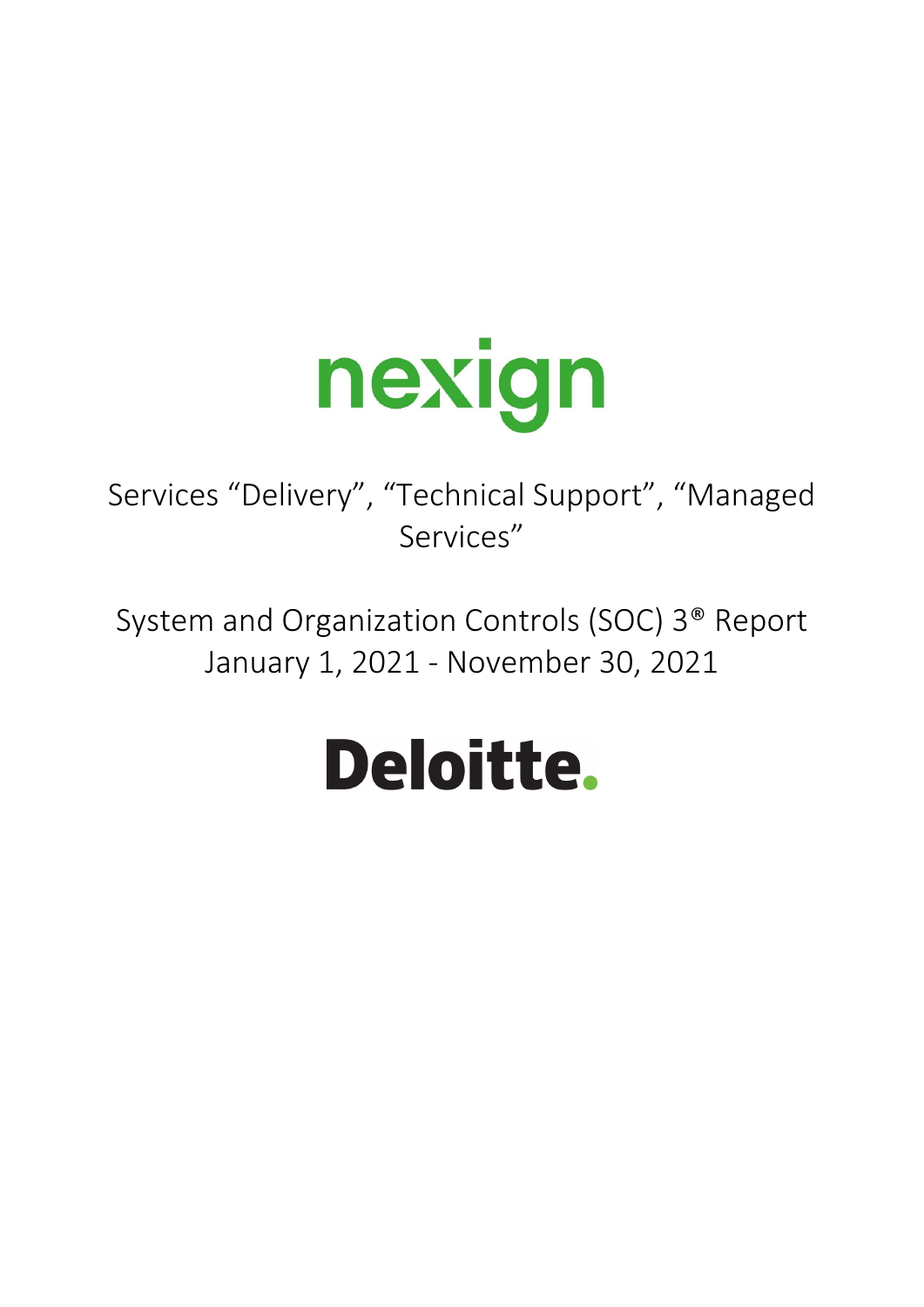nexign

Services “Delivery”, “Technical Support”, “Managed Services”

System and Organization Controls (SOC) 3® Report
January 1, 2021 - November 30, 2021

Deloitte.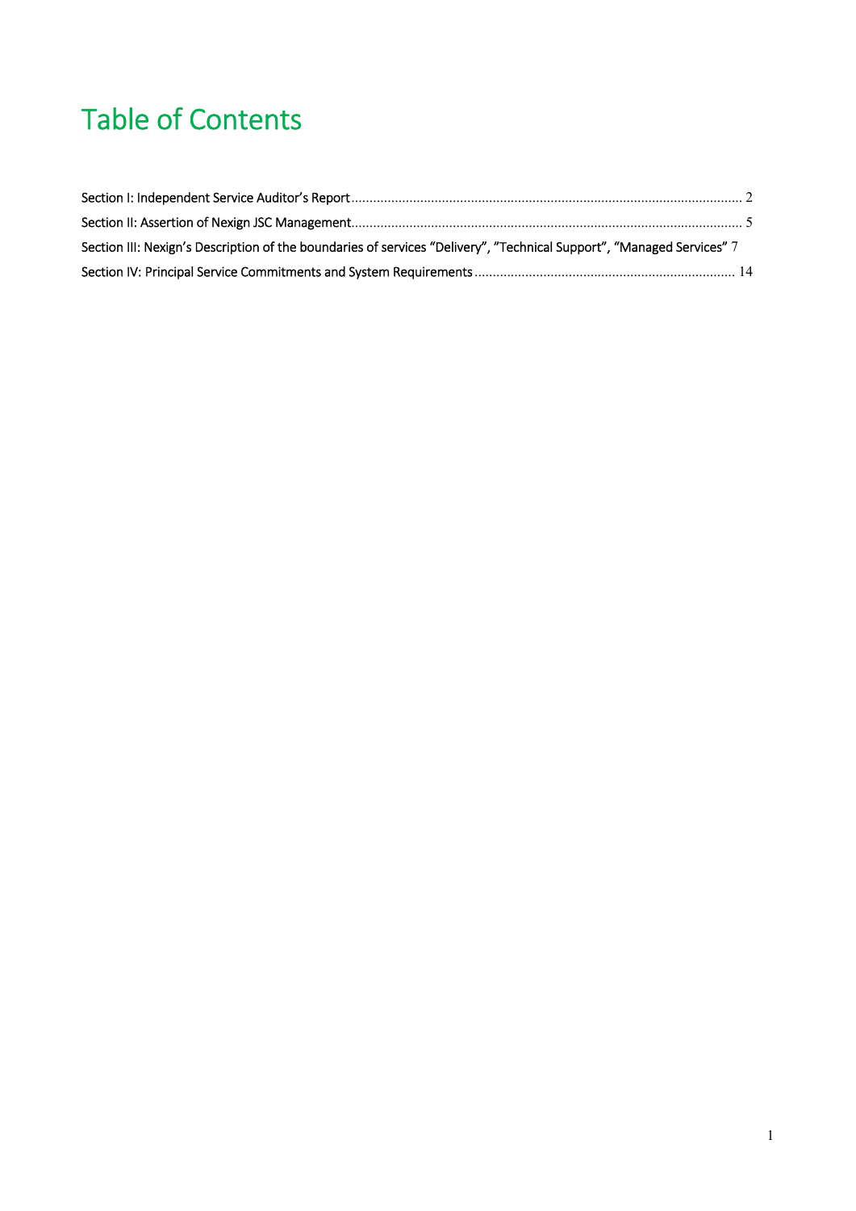# Table of Contents

Section I: Independent Service Auditor's Report ........................................................................................................... 2

Section II: Assertion of Nexign JSC Management........................................................................................................... 5

Section III: Nexign's Description of the boundaries of services "Delivery", "Technical Support", "Managed Services" 7

Section IV: Principal Service Commitments and System Requirements ....................................................................... 14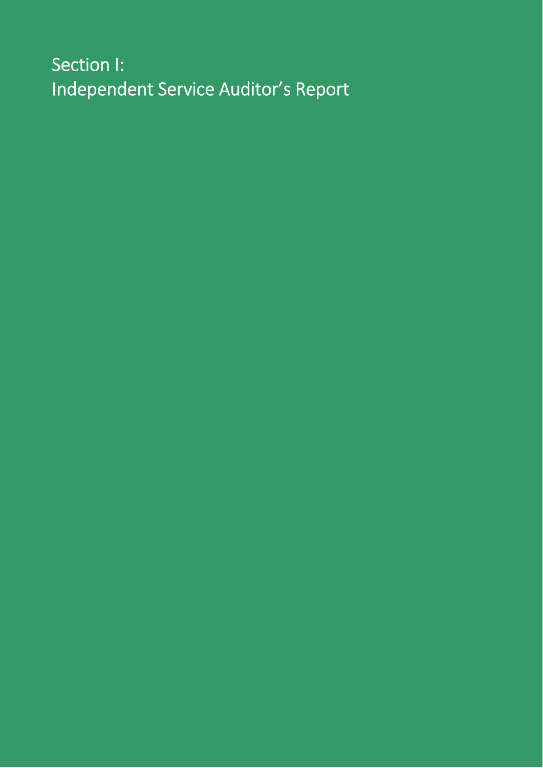# Section I: Independent Service Auditor’s Report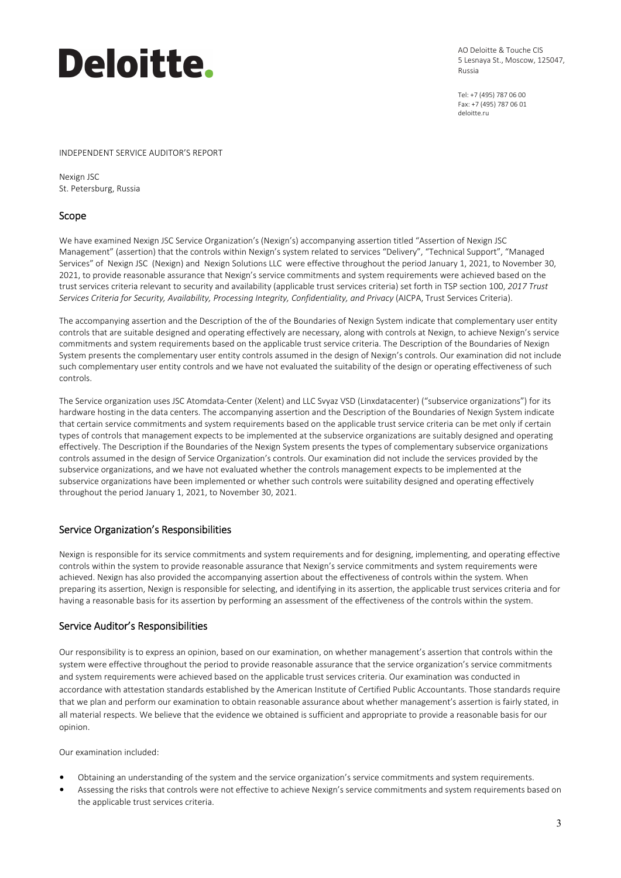# Deloitte.

AO Deloitte & Touche CIS
5 Lesnaya St., Moscow, 125047,
Russia

Tel: +7 (495) 787 06 00
Fax: +7 (495) 787 06 01
deloitte.ru

INDEPENDENT SERVICE AUDITOR'S REPORT

Nexign JSC
St. Petersburg, Russia

## Scope

We have examined Nexign JSC Service Organization's (Nexign's) accompanying assertion titled "Assertion of Nexign JSC Management" (assertion) that the controls within Nexign's system related to services "Delivery", "Technical Support", "Managed Services" of Nexign JSC (Nexign) and Nexign Solutions LLC were effective throughout the period January 1, 2021, to November 30, 2021, to provide reasonable assurance that Nexign's service commitments and system requirements were achieved based on the trust services criteria relevant to security and availability (applicable trust services criteria) set forth in TSP section 100, *2017 Trust Services Criteria for Security, Availability, Processing Integrity, Confidentiality, and Privacy* (AICPA, Trust Services Criteria).

The accompanying assertion and the Description of the of the Boundaries of Nexign System indicate that complementary user entity controls that are suitable designed and operating effectively are necessary, along with controls at Nexign, to achieve Nexign's service commitments and system requirements based on the applicable trust service criteria. The Description of the Boundaries of Nexign System presents the complementary user entity controls assumed in the design of Nexign's controls. Our examination did not include such complementary user entity controls and we have not evaluated the suitability of the design or operating effectiveness of such controls.

The Service organization uses JSC Atomdata-Center (Xelent) and LLC Svyaz VSD (Linxdatacenter) ("subservice organizations") for its hardware hosting in the data centers. The accompanying assertion and the Description of the Boundaries of Nexign System indicate that certain service commitments and system requirements based on the applicable trust service criteria can be met only if certain types of controls that management expects to be implemented at the subservice organizations are suitably designed and operating effectively. The Description if the Boundaries of the Nexign System presents the types of complementary subservice organizations controls assumed in the design of Service Organization's controls. Our examination did not include the services provided by the subservice organizations, and we have not evaluated whether the controls management expects to be implemented at the subservice organizations have been implemented or whether such controls were suitability designed and operating effectively throughout the period January 1, 2021, to November 30, 2021.

## Service Organization's Responsibilities

Nexign is responsible for its service commitments and system requirements and for designing, implementing, and operating effective controls within the system to provide reasonable assurance that Nexign's service commitments and system requirements were achieved. Nexign has also provided the accompanying assertion about the effectiveness of controls within the system. When preparing its assertion, Nexign is responsible for selecting, and identifying in its assertion, the applicable trust services criteria and for having a reasonable basis for its assertion by performing an assessment of the effectiveness of the controls within the system.

## Service Auditor's Responsibilities

Our responsibility is to express an opinion, based on our examination, on whether management's assertion that controls within the system were effective throughout the period to provide reasonable assurance that the service organization's service commitments and system requirements were achieved based on the applicable trust services criteria. Our examination was conducted in accordance with attestation standards established by the American Institute of Certified Public Accountants. Those standards require that we plan and perform our examination to obtain reasonable assurance about whether management's assertion is fairly stated, in all material respects. We believe that the evidence we obtained is sufficient and appropriate to provide a reasonable basis for our opinion.

Our examination included:

- Obtaining an understanding of the system and the service organization's service commitments and system requirements.
- Assessing the risks that controls were not effective to achieve Nexign's service commitments and system requirements based on the applicable trust services criteria.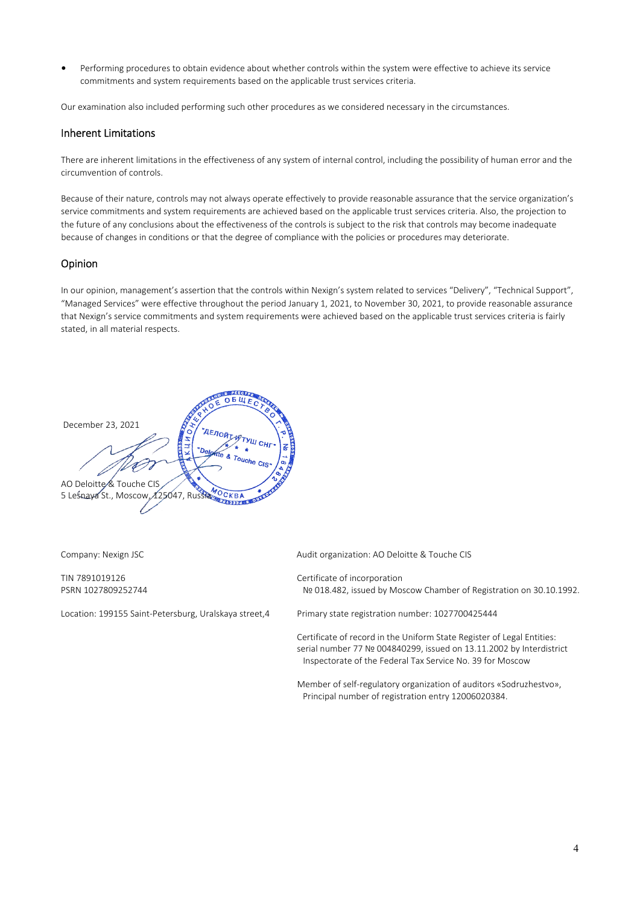- Performing procedures to obtain evidence about whether controls within the system were effective to achieve its service commitments and system requirements based on the applicable trust services criteria.

Our examination also included performing such other procedures as we considered necessary in the circumstances.

## Inherent Limitations

There are inherent limitations in the effectiveness of any system of internal control, including the possibility of human error and the circumvention of controls.

Because of their nature, controls may not always operate effectively to provide reasonable assurance that the service organization's service commitments and system requirements are achieved based on the applicable trust services criteria. Also, the projection to the future of any conclusions about the effectiveness of the controls is subject to the risk that controls may become inadequate because of changes in conditions or that the degree of compliance with the policies or procedures may deteriorate.

## Opinion

In our opinion, management's assertion that the controls within Nexign's system related to services "Delivery", "Technical Support", "Managed Services" were effective throughout the period January 1, 2021, to November 30, 2021, to provide reasonable assurance that Nexign's service commitments and system requirements were achieved based on the applicable trust services criteria is fairly stated, in all material respects.

December 23, 2021

AO Deloitte & Touche CIS
5 Lesnaya St., Moscow, 125047, Russia

Company: Nexign JSC

TIN 7891019126
PSRN 1027809252744

Location: 199155 Saint-Petersburg, Uralskaya street,4

Audit organization: AO Deloitte & Touche CIS

Certificate of incorporation
№ 018.482, issued by Moscow Chamber of Registration on 30.10.1992.

Primary state registration number: 1027700425444

Certificate of record in the Uniform State Register of Legal Entities: serial number 77 № 004840299, issued on 13.11.2002 by Interdistrict Inspectorate of the Federal Tax Service No. 39 for Moscow

Member of self-regulatory organization of auditors «Sodruzhestvo», Principal number of registration entry 12006020384.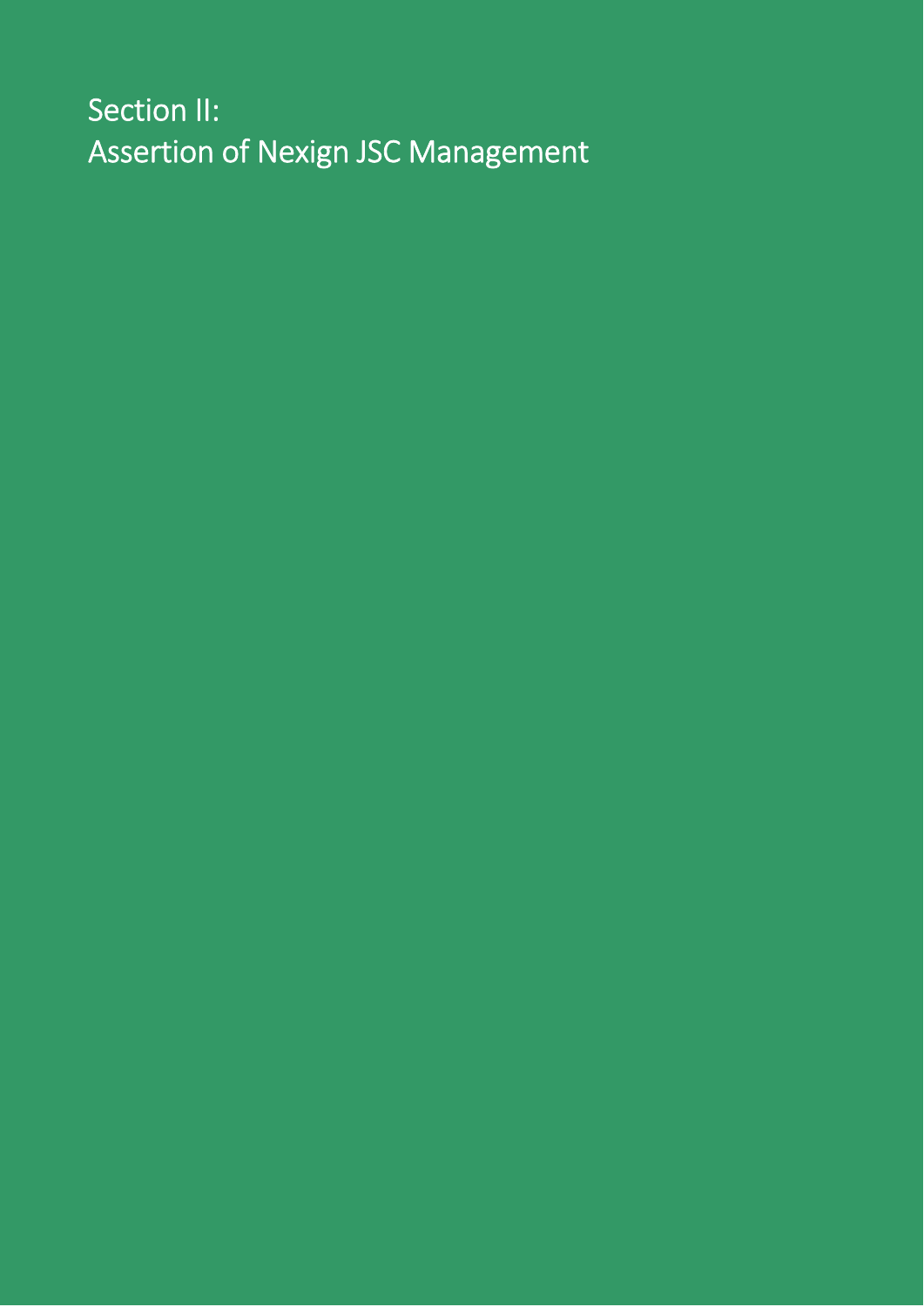# Section II:
# Assertion of Nexign JSC Management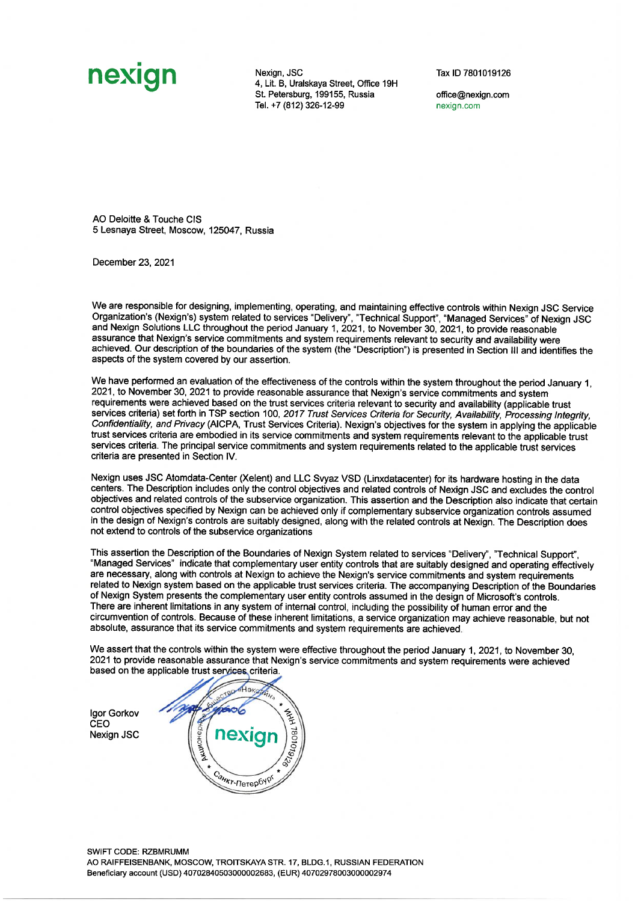**nexign**

Nexign, JSC
4, Lit. B, Uralskaya Street, Office 19H
St. Petersburg, 199155, Russia
Tel. +7 (812) 326-12-99

Tax ID 7801019126

office@nexign.com
nexign.com

AO Deloitte & Touche CIS
5 Lesnaya Street, Moscow, 125047, Russia

December 23, 2021

We are responsible for designing, implementing, operating, and maintaining effective controls within Nexign JSC Service Organization's (Nexign's) system related to services "Delivery", "Technical Support", "Managed Services" of Nexign JSC and Nexign Solutions LLC throughout the period January 1, 2021, to November 30, 2021, to provide reasonable assurance that Nexign's service commitments and system requirements relevant to security and availability were achieved. Our description of the boundaries of the system (the "Description") is presented in Section III and identifies the aspects of the system covered by our assertion.

We have performed an evaluation of the effectiveness of the controls within the system throughout the period January 1, 2021, to November 30, 2021 to provide reasonable assurance that Nexign's service commitments and system requirements were achieved based on the trust services criteria relevant to security and availability (applicable trust services criteria) set forth in TSP section 100, *2017 Trust Services Criteria for Security, Availability, Processing Integrity, Confidentiality, and Privacy* (AICPA, Trust Services Criteria). Nexign's objectives for the system in applying the applicable trust services criteria are embodied in its service commitments and system requirements relevant to the applicable trust services criteria. The principal service commitments and system requirements related to the applicable trust services criteria are presented in Section IV.

Nexign uses JSC Atomdata-Center (Xelent) and LLC Svyaz VSD (Linxdatacenter) for its hardware hosting in the data centers. The Description includes only the control objectives and related controls of Nexign JSC and excludes the control objectives and related controls of the subservice organization. This assertion and the Description also indicate that certain control objectives specified by Nexign can be achieved only if complementary subservice organization controls assumed in the design of Nexign's controls are suitably designed, along with the related controls at Nexign. The Description does not extend to controls of the subservice organizations

This assertion the Description of the Boundaries of Nexign System related to services "Delivery", "Technical Support", "Managed Services" indicate that complementary user entity controls that are suitably designed and operating effectively are necessary, along with controls at Nexign to achieve the Nexign's service commitments and system requirements related to Nexign system based on the applicable trust services criteria. The accompanying Description of the Boundaries of Nexign System presents the complementary user entity controls assumed in the design of Microsoft's controls. There are inherent limitations in any system of internal control, including the possibility of human error and the circumvention of controls. Because of these inherent limitations, a service organization may achieve reasonable, but not absolute, assurance that its service commitments and system requirements are achieved.

We assert that the controls within the system were effective throughout the period January 1, 2021, to November 30, 2021 to provide reasonable assurance that Nexign's service commitments and system requirements were achieved based on the applicable trust services criteria.

Igor Gorkov
CEO
Nexign JSC

SWIFT CODE: RZBMRUMM
AO RAIFFEISENBANK, MOSCOW, TROITSKAYA STR. 17, BLDG.1, RUSSIAN FEDERATION
Beneficiary account (USD) 40702840503000002683, (EUR) 40702978003000002974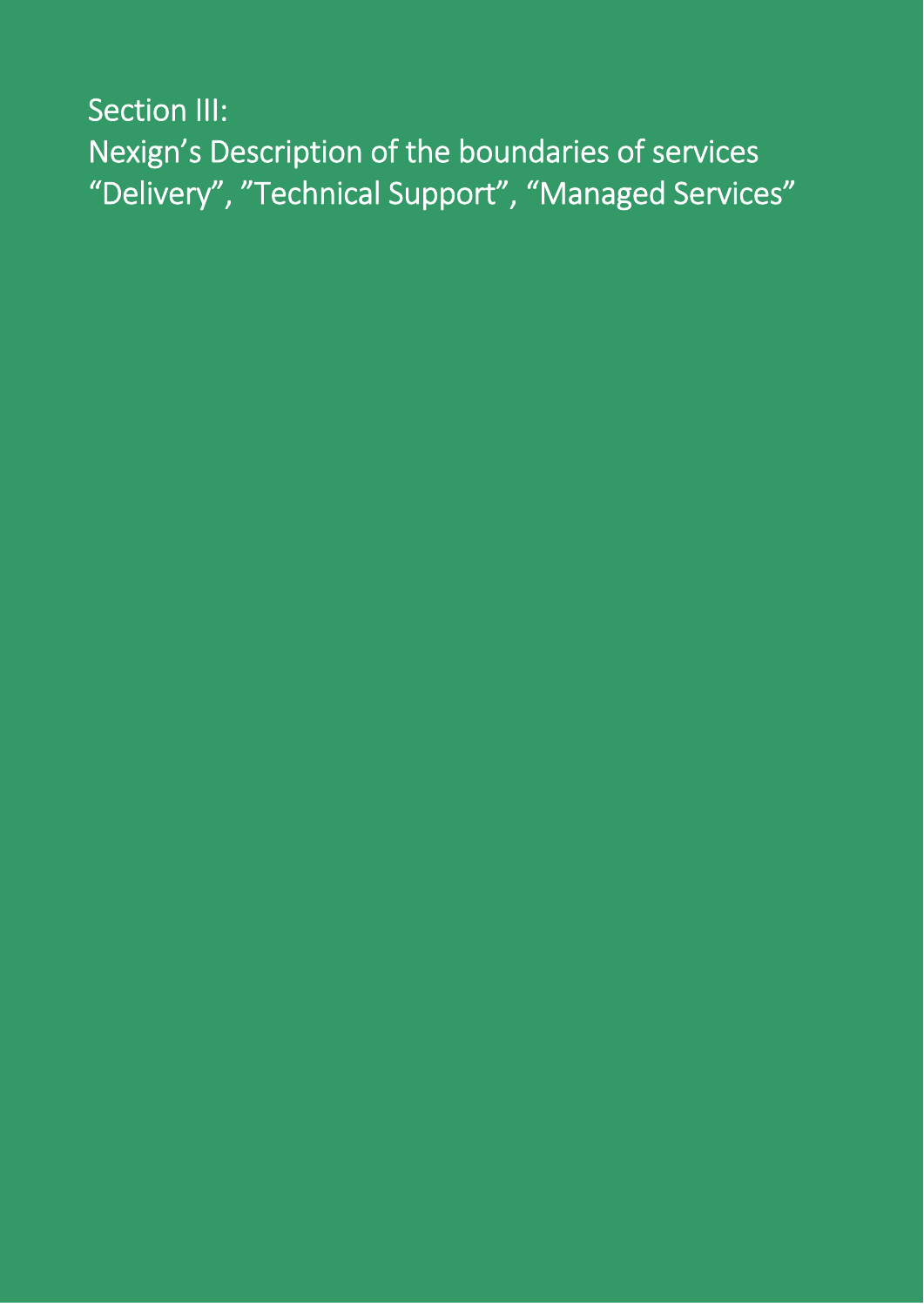# Section III:
# Nexign’s Description of the boundaries of services “Delivery”, ”Technical Support”, “Managed Services”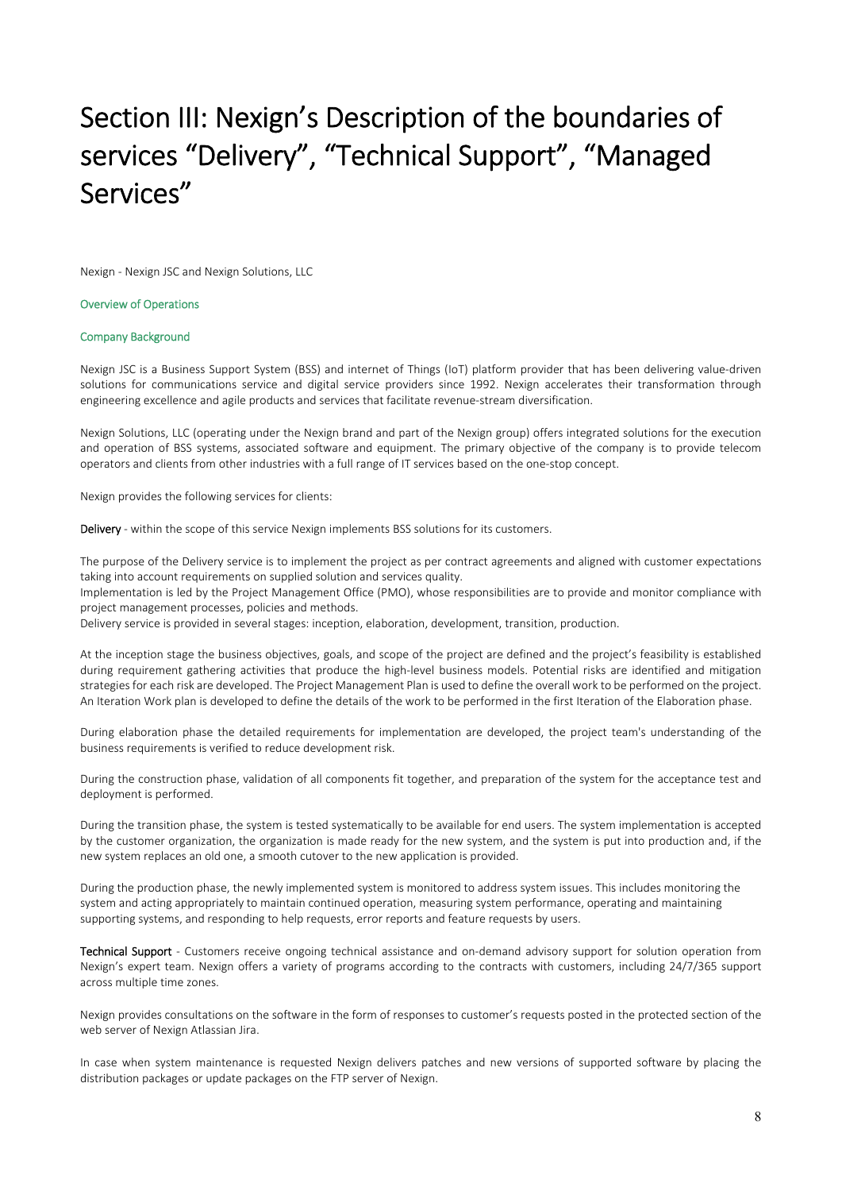# Section III: Nexign's Description of the boundaries of services "Delivery", "Technical Support", "Managed Services"

Nexign - Nexign JSC and Nexign Solutions, LLC

### Overview of Operations

### Company Background

Nexign JSC is a Business Support System (BSS) and internet of Things (IoT) platform provider that has been delivering value-driven solutions for communications service and digital service providers since 1992. Nexign accelerates their transformation through engineering excellence and agile products and services that facilitate revenue-stream diversification.

Nexign Solutions, LLC (operating under the Nexign brand and part of the Nexign group) offers integrated solutions for the execution and operation of BSS systems, associated software and equipment. The primary objective of the company is to provide telecom operators and clients from other industries with a full range of IT services based on the one-stop concept.

Nexign provides the following services for clients:

**Delivery** - within the scope of this service Nexign implements BSS solutions for its customers.

The purpose of the Delivery service is to implement the project as per contract agreements and aligned with customer expectations taking into account requirements on supplied solution and services quality.
Implementation is led by the Project Management Office (PMO), whose responsibilities are to provide and monitor compliance with project management processes, policies and methods.
Delivery service is provided in several stages: inception, elaboration, development, transition, production.

At the inception stage the business objectives, goals, and scope of the project are defined and the project's feasibility is established during requirement gathering activities that produce the high-level business models. Potential risks are identified and mitigation strategies for each risk are developed. The Project Management Plan is used to define the overall work to be performed on the project. An Iteration Work plan is developed to define the details of the work to be performed in the first Iteration of the Elaboration phase.

During elaboration phase the detailed requirements for implementation are developed, the project team's understanding of the business requirements is verified to reduce development risk.

During the construction phase, validation of all components fit together, and preparation of the system for the acceptance test and deployment is performed.

During the transition phase, the system is tested systematically to be available for end users. The system implementation is accepted by the customer organization, the organization is made ready for the new system, and the system is put into production and, if the new system replaces an old one, a smooth cutover to the new application is provided.

During the production phase, the newly implemented system is monitored to address system issues. This includes monitoring the system and acting appropriately to maintain continued operation, measuring system performance, operating and maintaining supporting systems, and responding to help requests, error reports and feature requests by users.

**Technical Support** - Customers receive ongoing technical assistance and on-demand advisory support for solution operation from Nexign's expert team. Nexign offers a variety of programs according to the contracts with customers, including 24/7/365 support across multiple time zones.

Nexign provides consultations on the software in the form of responses to customer's requests posted in the protected section of the web server of Nexign Atlassian Jira.

In case when system maintenance is requested Nexign delivers patches and new versions of supported software by placing the distribution packages or update packages on the FTP server of Nexign.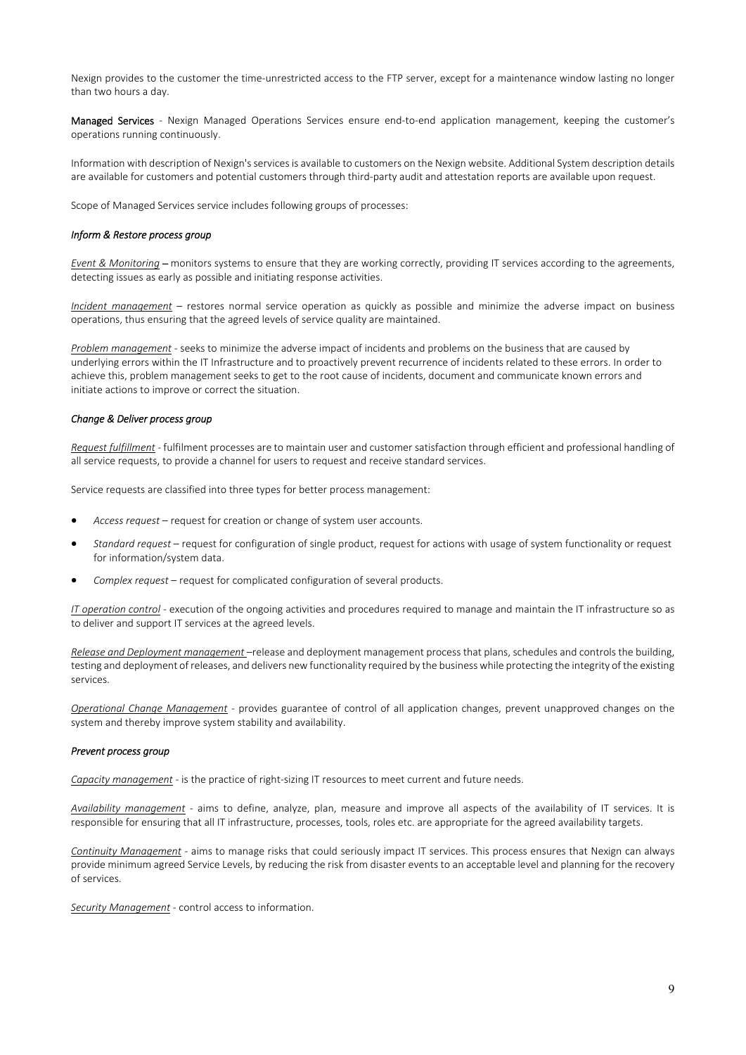Nexign provides to the customer the time-unrestricted access to the FTP server, except for a maintenance window lasting no longer than two hours a day.

**Managed Services** - Nexign Managed Operations Services ensure end-to-end application management, keeping the customer's operations running continuously.

Information with description of Nexign's services is available to customers on the Nexign website. Additional System description details are available for customers and potential customers through third-party audit and attestation reports are available upon request.

Scope of Managed Services service includes following groups of processes:

*Inform & Restore process group*

*Event & Monitoring* – monitors systems to ensure that they are working correctly, providing IT services according to the agreements, detecting issues as early as possible and initiating response activities.

*Incident management* – restores normal service operation as quickly as possible and minimize the adverse impact on business operations, thus ensuring that the agreed levels of service quality are maintained.

*Problem management* - seeks to minimize the adverse impact of incidents and problems on the business that are caused by underlying errors within the IT Infrastructure and to proactively prevent recurrence of incidents related to these errors. In order to achieve this, problem management seeks to get to the root cause of incidents, document and communicate known errors and initiate actions to improve or correct the situation.

*Change & Deliver process group*

*Request fulfillment* - fulfilment processes are to maintain user and customer satisfaction through efficient and professional handling of all service requests, to provide a channel for users to request and receive standard services.

Service requests are classified into three types for better process management:

- *Access request* – request for creation or change of system user accounts.
- *Standard request* – request for configuration of single product, request for actions with usage of system functionality or request for information/system data.
- *Complex request* – request for complicated configuration of several products.

*IT operation control* - execution of the ongoing activities and procedures required to manage and maintain the IT infrastructure so as to deliver and support IT services at the agreed levels.

*Release and Deployment management* –release and deployment management process that plans, schedules and controls the building, testing and deployment of releases, and delivers new functionality required by the business while protecting the integrity of the existing services.

*Operational Change Management* - provides guarantee of control of all application changes, prevent unapproved changes on the system and thereby improve system stability and availability.

*Prevent process group*

*Capacity management* - is the practice of right-sizing IT resources to meet current and future needs.

*Availability management* - aims to define, analyze, plan, measure and improve all aspects of the availability of IT services. It is responsible for ensuring that all IT infrastructure, processes, tools, roles etc. are appropriate for the agreed availability targets.

*Continuity Management* - aims to manage risks that could seriously impact IT services. This process ensures that Nexign can always provide minimum agreed Service Levels, by reducing the risk from disaster events to an acceptable level and planning for the recovery of services.

*Security Management* - control access to information.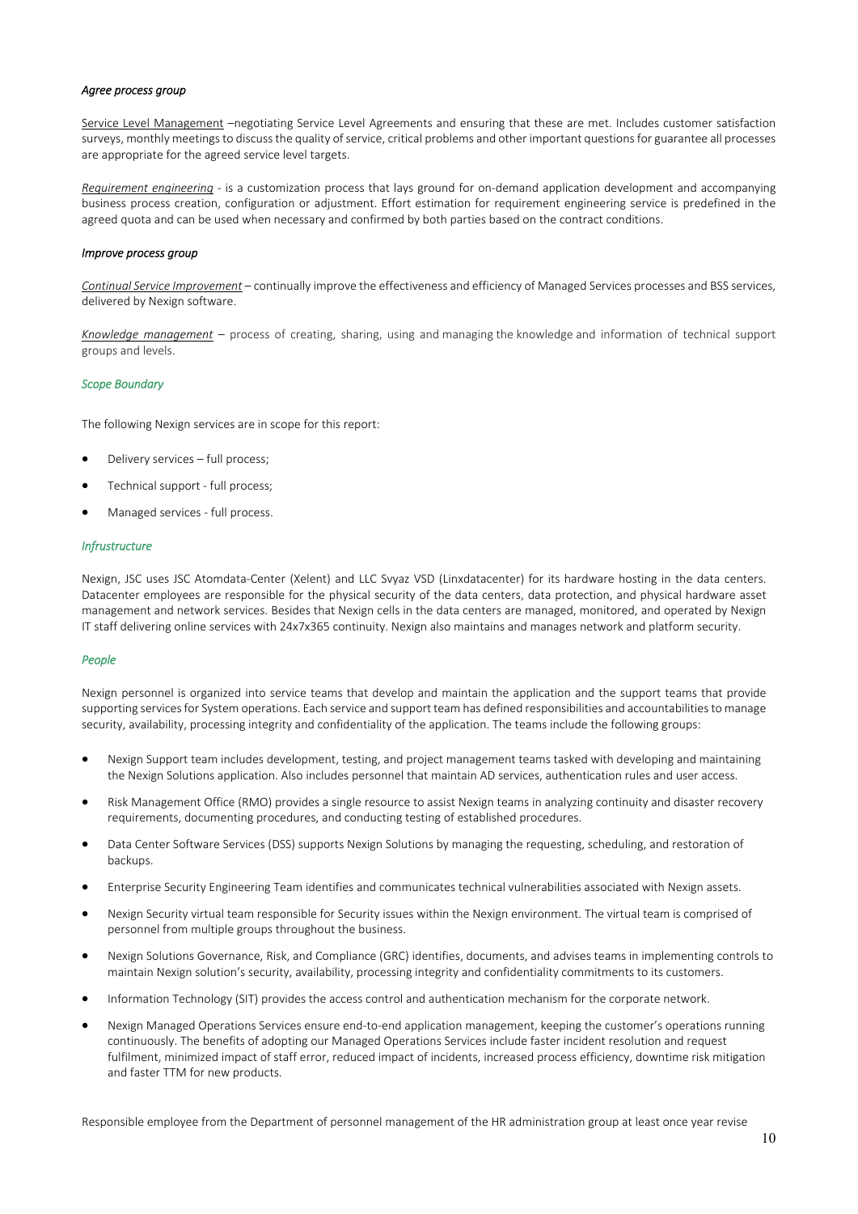*Agree process group*

Service Level Management –negotiating Service Level Agreements and ensuring that these are met. Includes customer satisfaction surveys, monthly meetings to discuss the quality of service, critical problems and other important questions for guarantee all processes are appropriate for the agreed service level targets.

*Requirement engineering* - is a customization process that lays ground for on-demand application development and accompanying business process creation, configuration or adjustment. Effort estimation for requirement engineering service is predefined in the agreed quota and can be used when necessary and confirmed by both parties based on the contract conditions.

*Improve process group*

*Continual Service Improvement* – continually improve the effectiveness and efficiency of Managed Services processes and BSS services, delivered by Nexign software.

*Knowledge management* – process of creating, sharing, using and managing the knowledge and information of technical support groups and levels.

*Scope Boundary*

The following Nexign services are in scope for this report:

- Delivery services – full process;
- Technical support - full process;
- Managed services - full process.

*Infrustructure*

Nexign, JSC uses JSC Atomdata-Center (Xelent) and LLC Svyaz VSD (Linxdatacenter) for its hardware hosting in the data centers. Datacenter employees are responsible for the physical security of the data centers, data protection, and physical hardware asset management and network services. Besides that Nexign cells in the data centers are managed, monitored, and operated by Nexign IT staff delivering online services with 24x7x365 continuity. Nexign also maintains and manages network and platform security.

*People*

Nexign personnel is organized into service teams that develop and maintain the application and the support teams that provide supporting services for System operations. Each service and support team has defined responsibilities and accountabilities to manage security, availability, processing integrity and confidentiality of the application. The teams include the following groups:

- Nexign Support team includes development, testing, and project management teams tasked with developing and maintaining the Nexign Solutions application. Also includes personnel that maintain AD services, authentication rules and user access.
- Risk Management Office (RMO) provides a single resource to assist Nexign teams in analyzing continuity and disaster recovery requirements, documenting procedures, and conducting testing of established procedures.
- Data Center Software Services (DSS) supports Nexign Solutions by managing the requesting, scheduling, and restoration of backups.
- Enterprise Security Engineering Team identifies and communicates technical vulnerabilities associated with Nexign assets.
- Nexign Security virtual team responsible for Security issues within the Nexign environment. The virtual team is comprised of personnel from multiple groups throughout the business.
- Nexign Solutions Governance, Risk, and Compliance (GRC) identifies, documents, and advises teams in implementing controls to maintain Nexign solution's security, availability, processing integrity and confidentiality commitments to its customers.
- Information Technology (SIT) provides the access control and authentication mechanism for the corporate network.
- Nexign Managed Operations Services ensure end-to-end application management, keeping the customer's operations running continuously. The benefits of adopting our Managed Operations Services include faster incident resolution and request fulfilment, minimized impact of staff error, reduced impact of incidents, increased process efficiency, downtime risk mitigation and faster TTM for new products.

Responsible employee from the Department of personnel management of the HR administration group at least once year revise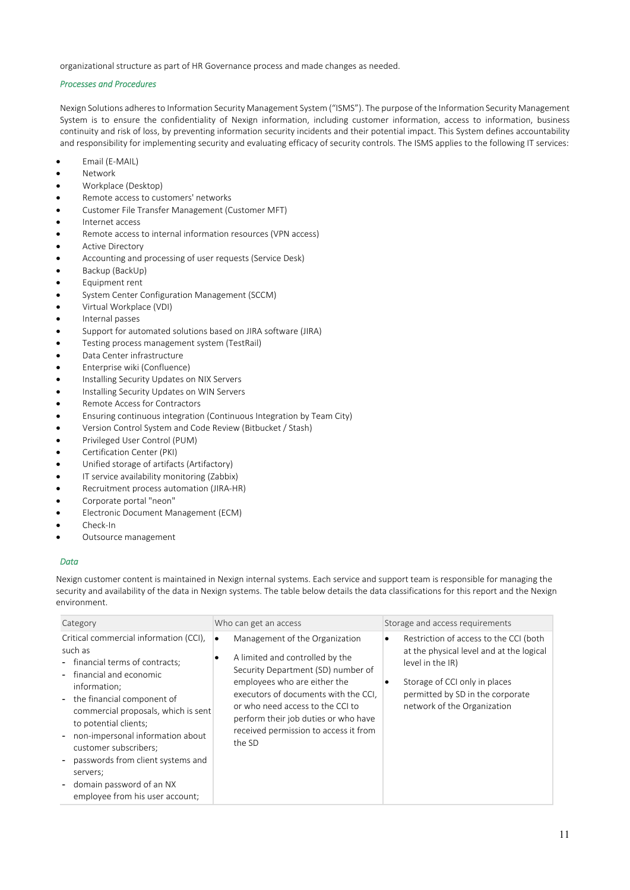organizational structure as part of HR Governance process and made changes as needed.

*Processes and Procedures*

Nexign Solutions adheres to Information Security Management System ("ISMS"). The purpose of the Information Security Management System is to ensure the confidentiality of Nexign information, including customer information, access to information, business continuity and risk of loss, by preventing information security incidents and their potential impact. This System defines accountability and responsibility for implementing security and evaluating efficacy of security controls. The ISMS applies to the following IT services:

- Email (E-MAIL)
- Network
- Workplace (Desktop)
- Remote access to customers' networks
- Customer File Transfer Management (Customer MFT)
- Internet access
- Remote access to internal information resources (VPN access)
- Active Directory
- Accounting and processing of user requests (Service Desk)
- Backup (BackUp)
- Equipment rent
- System Center Configuration Management (SCCM)
- Virtual Workplace (VDI)
- Internal passes
- Support for automated solutions based on JIRA software (JIRA)
- Testing process management system (TestRail)
- Data Center infrastructure
- Enterprise wiki (Confluence)
- Installing Security Updates on NIX Servers
- Installing Security Updates on WIN Servers
- Remote Access for Contractors
- Ensuring continuous integration (Continuous Integration by Team City)
- Version Control System and Code Review (Bitbucket / Stash)
- Privileged User Control (PUM)
- Certification Center (PKI)
- Unified storage of artifacts (Artifactory)
- IT service availability monitoring (Zabbix)
- Recruitment process automation (JIRA-HR)
- Corporate portal "neon"
- Electronic Document Management (ECM)
- Check-In
- Outsource management

*Data*

Nexign customer content is maintained in Nexign internal systems. Each service and support team is responsible for managing the security and availability of the data in Nexign systems. The table below details the data classifications for this report and the Nexign environment.

| Category | Who can get an access | Storage and access requirements |
| --- | --- | --- |
| Critical commercial information (CCI), such as<br>- financial terms of contracts;<br>- financial and economic information;<br>- the financial component of commercial proposals, which is sent to potential clients;<br>- non-impersonal information about customer subscribers;<br>- passwords from client systems and servers;<br>- domain password of an NX employee from his user account; | • Management of the Organization<br>• A limited and controlled by the Security Department (SD) number of employees who are either the executors of documents with the CCI, or who need access to the CCI to perform their job duties or who have received permission to access it from the SD | • Restriction of access to the CCI (both at the physical level and at the logical level in the IR)<br>• Storage of CCI only in places permitted by SD in the corporate network of the Organization |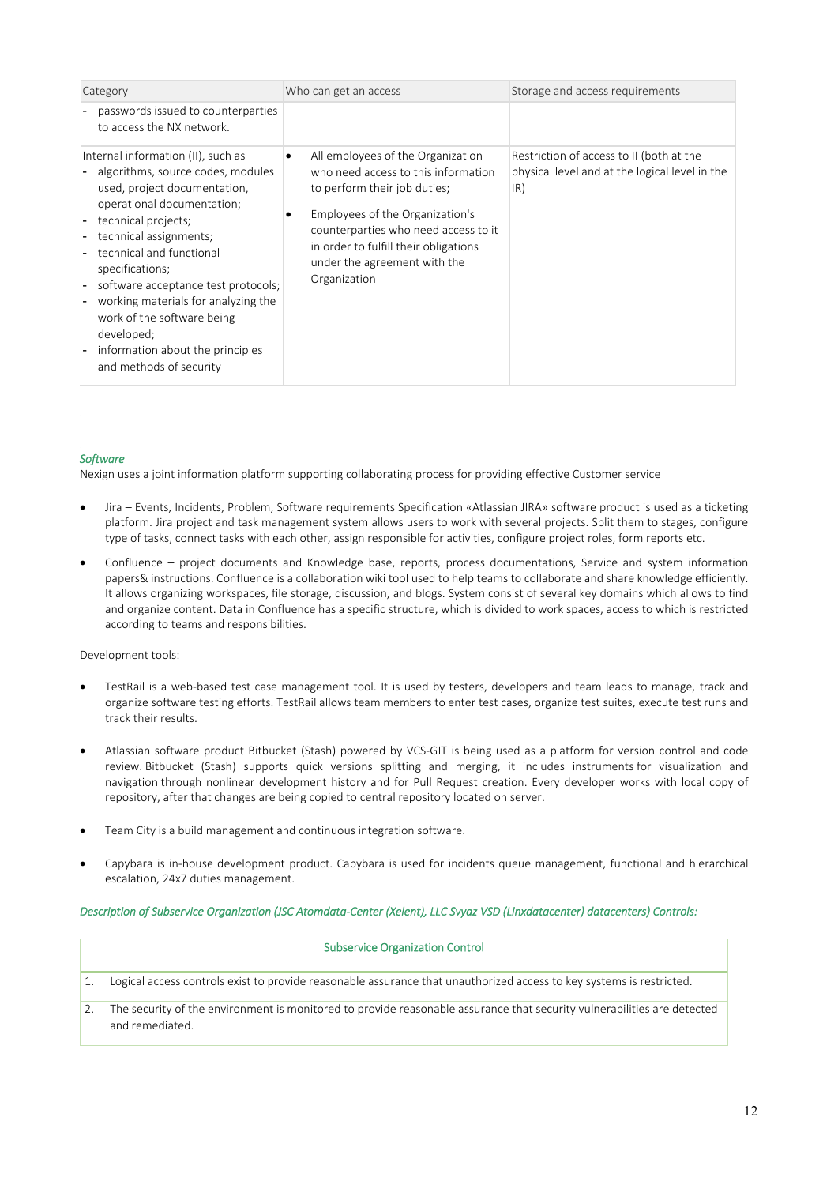| Category | Who can get an access | Storage and access requirements |
|---|---|---|
| - passwords issued to counterparties to access the NX network. | | |
| Internal information (II), such as<br>- algorithms, source codes, modules used, project documentation, operational documentation;<br>- technical projects;<br>- technical assignments;<br>- technical and functional specifications;<br>- software acceptance test protocols;<br>- working materials for analyzing the work of the software being developed;<br>- information about the principles and methods of security | • All employees of the Organization who need access to this information to perform their job duties;<br>• Employees of the Organization's counterparties who need access to it in order to fulfill their obligations under the agreement with the Organization | Restriction of access to II (both at the physical level and at the logical level in the IR) |

*Software*

Nexign uses a joint information platform supporting collaborating process for providing effective Customer service

- Jira – Events, Incidents, Problem, Software requirements Specification «Atlassian JIRA» software product is used as a ticketing platform. Jira project and task management system allows users to work with several projects. Split them to stages, configure type of tasks, connect tasks with each other, assign responsible for activities, configure project roles, form reports etc.
- Confluence – project documents and Knowledge base, reports, process documentations, Service and system information papers& instructions. Confluence is a collaboration wiki tool used to help teams to collaborate and share knowledge efficiently. It allows organizing workspaces, file storage, discussion, and blogs. System consist of several key domains which allows to find and organize content. Data in Confluence has a specific structure, which is divided to work spaces, access to which is restricted according to teams and responsibilities.

Development tools:

- TestRail is a web-based test case management tool. It is used by testers, developers and team leads to manage, track and organize software testing efforts. TestRail allows team members to enter test cases, organize test suites, execute test runs and track their results.
- Atlassian software product Bitbucket (Stash) powered by VCS-GIT is being used as a platform for version control and code review. Bitbucket (Stash) supports quick versions splitting and merging, it includes instruments for visualization and navigation through nonlinear development history and for Pull Request creation. Every developer works with local copy of repository, after that changes are being copied to central repository located on server.
- Team City is a build management and continuous integration software.
- Capybara is in-house development product. Capybara is used for incidents queue management, functional and hierarchical escalation, 24x7 duties management.

*Description of Subservice Organization (JSC Atomdata-Center (Xelent), LLC Svyaz VSD (Linxdatacenter) datacenters) Controls:*

| Subservice Organization Control |
|---|
| 1. Logical access controls exist to provide reasonable assurance that unauthorized access to key systems is restricted. |
| 2. The security of the environment is monitored to provide reasonable assurance that security vulnerabilities are detected and remediated. |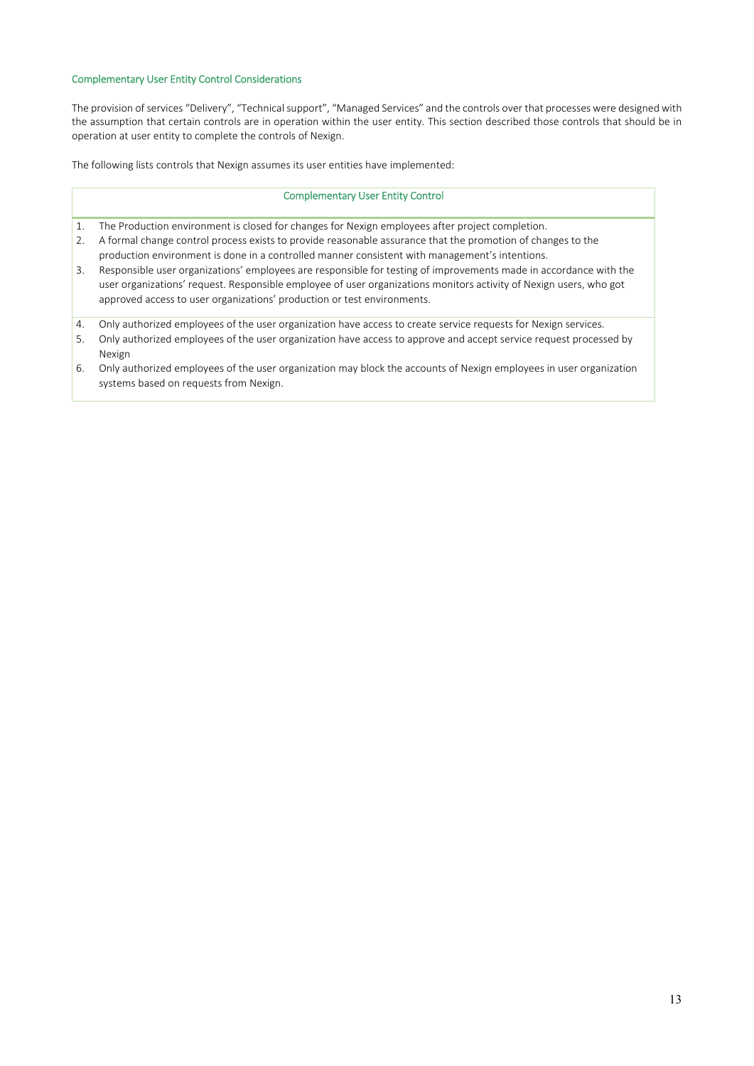### Complementary User Entity Control Considerations

The provision of services "Delivery", "Technical support", "Managed Services" and the controls over that processes were designed with the assumption that certain controls are in operation within the user entity. This section described those controls that should be in operation at user entity to complete the controls of Nexign.

The following lists controls that Nexign assumes its user entities have implemented:

| Complementary User Entity Control |
|---|
| 1. The Production environment is closed for changes for Nexign employees after project completion.<br>2. A formal change control process exists to provide reasonable assurance that the promotion of changes to the production environment is done in a controlled manner consistent with management's intentions.<br>3. Responsible user organizations' employees are responsible for testing of improvements made in accordance with the user organizations' request. Responsible employee of user organizations monitors activity of Nexign users, who got approved access to user organizations' production or test environments. |
| 4. Only authorized employees of the user organization have access to create service requests for Nexign services.<br>5. Only authorized employees of the user organization have access to approve and accept service request processed by Nexign<br>6. Only authorized employees of the user organization may block the accounts of Nexign employees in user organization systems based on requests from Nexign. |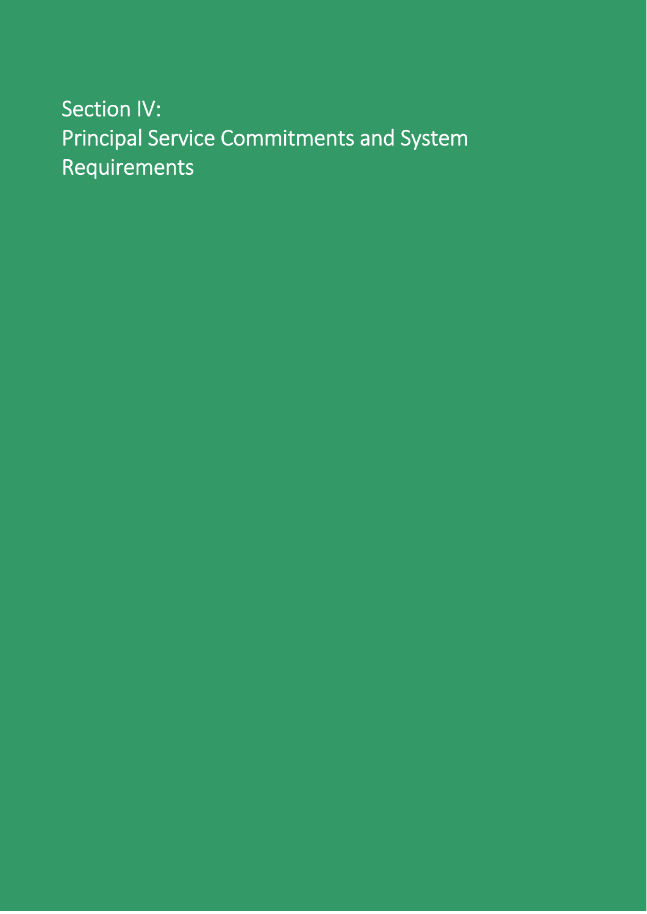# Section IV:
# Principal Service Commitments and System Requirements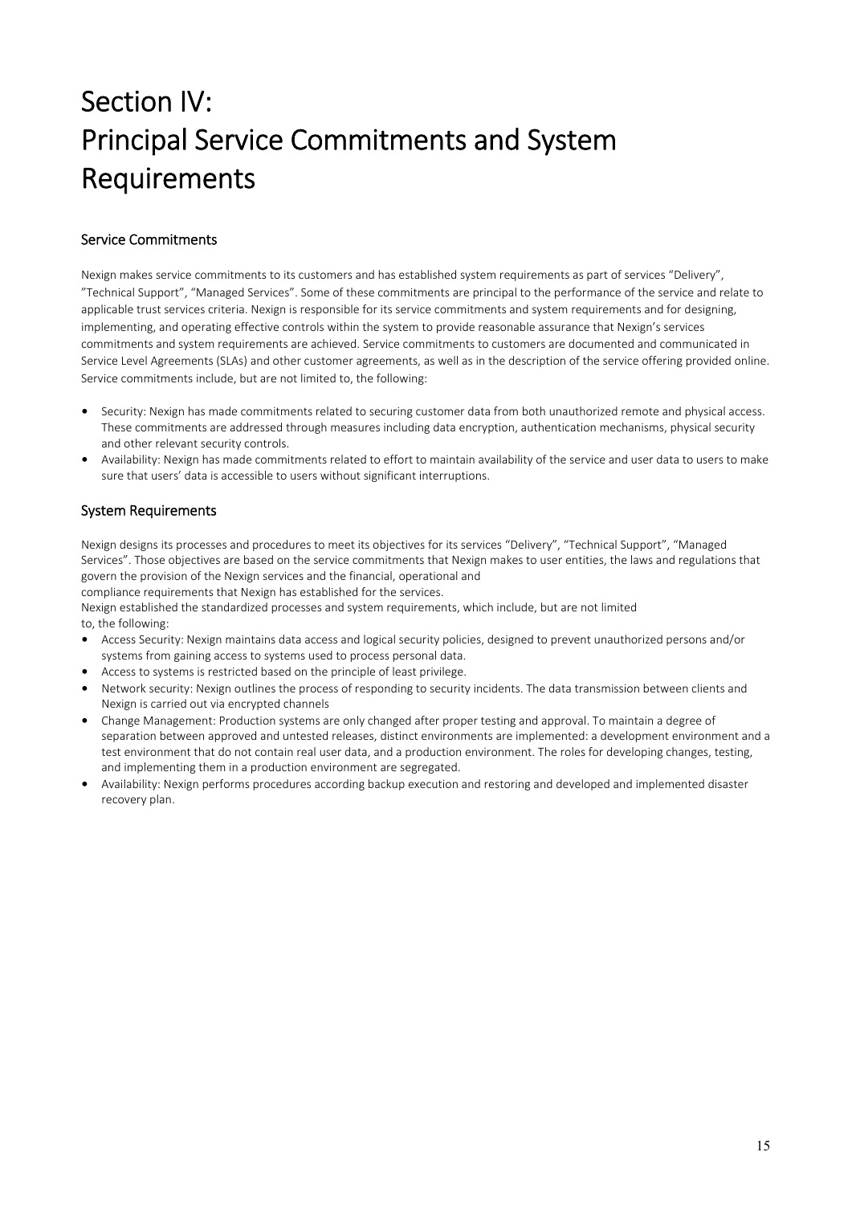# Section IV:
# Principal Service Commitments and System Requirements

## Service Commitments

Nexign makes service commitments to its customers and has established system requirements as part of services "Delivery", "Technical Support", "Managed Services". Some of these commitments are principal to the performance of the service and relate to applicable trust services criteria. Nexign is responsible for its service commitments and system requirements and for designing, implementing, and operating effective controls within the system to provide reasonable assurance that Nexign's services commitments and system requirements are achieved. Service commitments to customers are documented and communicated in Service Level Agreements (SLAs) and other customer agreements, as well as in the description of the service offering provided online. Service commitments include, but are not limited to, the following:

- Security: Nexign has made commitments related to securing customer data from both unauthorized remote and physical access. These commitments are addressed through measures including data encryption, authentication mechanisms, physical security and other relevant security controls.
- Availability: Nexign has made commitments related to effort to maintain availability of the service and user data to users to make sure that users' data is accessible to users without significant interruptions.

## System Requirements

Nexign designs its processes and procedures to meet its objectives for its services "Delivery", "Technical Support", "Managed Services". Those objectives are based on the service commitments that Nexign makes to user entities, the laws and regulations that govern the provision of the Nexign services and the financial, operational and
compliance requirements that Nexign has established for the services.
Nexign established the standardized processes and system requirements, which include, but are not limited
to, the following:

- Access Security: Nexign maintains data access and logical security policies, designed to prevent unauthorized persons and/or systems from gaining access to systems used to process personal data.
- Access to systems is restricted based on the principle of least privilege.
- Network security: Nexign outlines the process of responding to security incidents. The data transmission between clients and Nexign is carried out via encrypted channels
- Change Management: Production systems are only changed after proper testing and approval. To maintain a degree of separation between approved and untested releases, distinct environments are implemented: a development environment and a test environment that do not contain real user data, and a production environment. The roles for developing changes, testing, and implementing them in a production environment are segregated.
- Availability: Nexign performs procedures according backup execution and restoring and developed and implemented disaster recovery plan.